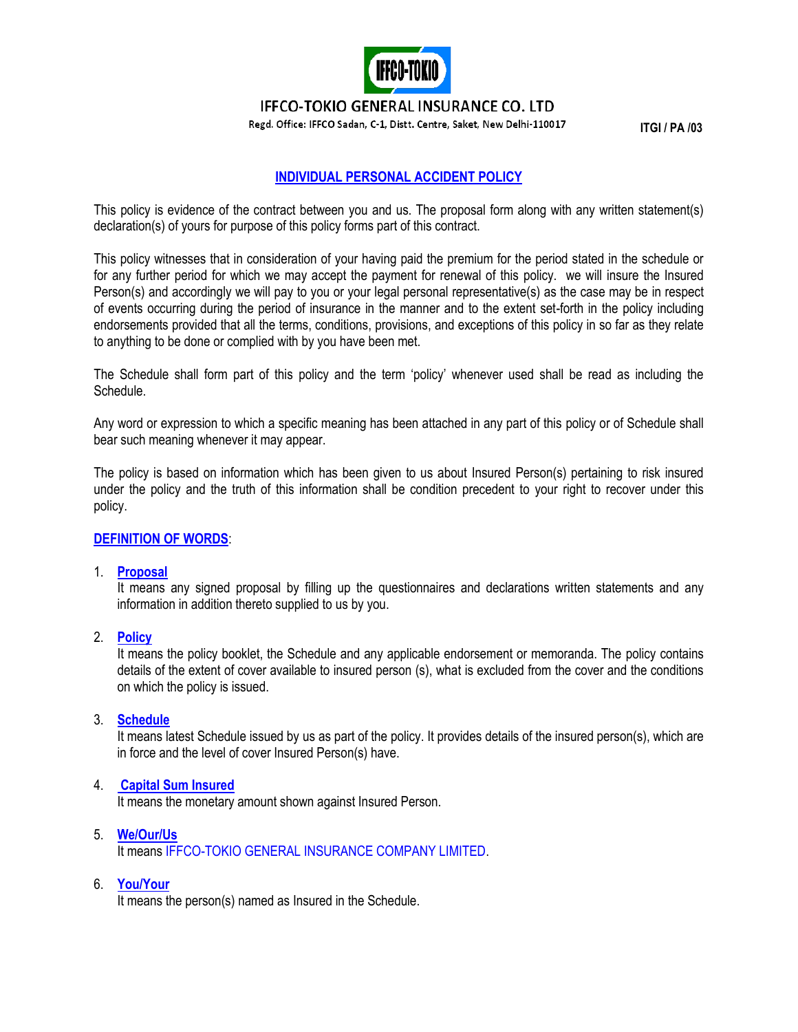IFFCO-TOKIO GENERAL INSURANCE CO. LTD

Regd. Office: IFFCO Sadan, C-1, Distt. Centre, Saket, New Delhi-110017

ITGI / PA /03

# INDIVIDUAL PERSONAL ACCIDENT POLICY

This policy is evidence of the contract between you and us. The proposal form along with any written statement(s) declaration(s) of yours for purpose of this policy forms part of this contract.

This policy witnesses that in consideration of your having paid the premium for the period stated in the schedule or for any further period for which we may accept the payment for renewal of this policy. we will insure the Insured Person(s) and accordingly we will pay to you or your legal personal representative(s) as the case may be in respect of events occurring during the period of insurance in the manner and to the extent set-forth in the policy including endorsements provided that all the terms, conditions, provisions, and exceptions of this policy in so far as they relate to anything to be done or complied with by you have been met.

The Schedule shall form part of this policy and the term 'policy' whenever used shall be read as including the Schedule.

Any word or expression to which a specific meaning has been attached in any part of this policy or of Schedule shall bear such meaning whenever it may appear.

The policy is based on information which has been given to us about Insured Person(s) pertaining to risk insured under the policy and the truth of this information shall be condition precedent to your right to recover under this policy.

## DEFINITION OF WORDS:

1. **Proposal**

   It means any signed proposal by filling up the questionnaires and declarations written statements and any information in addition thereto supplied to us by you.

2. **Policy**

   It means the policy booklet, the Schedule and any applicable endorsement or memoranda. The policy contains details of the extent of cover available to insured person (s), what is excluded from the cover and the conditions on which the policy is issued.

3. **Schedule**

   It means latest Schedule issued by us as part of the policy. It provides details of the insured person(s), which are in force and the level of cover Insured Person(s) have.

4. **Capital Sum Insured**

   It means the monetary amount shown against Insured Person.

5. **We/Our/Us**

   It means IFFCO-TOKIO GENERAL INSURANCE COMPANY LIMITED.

6. **You/Your**

   It means the person(s) named as Insured in the Schedule.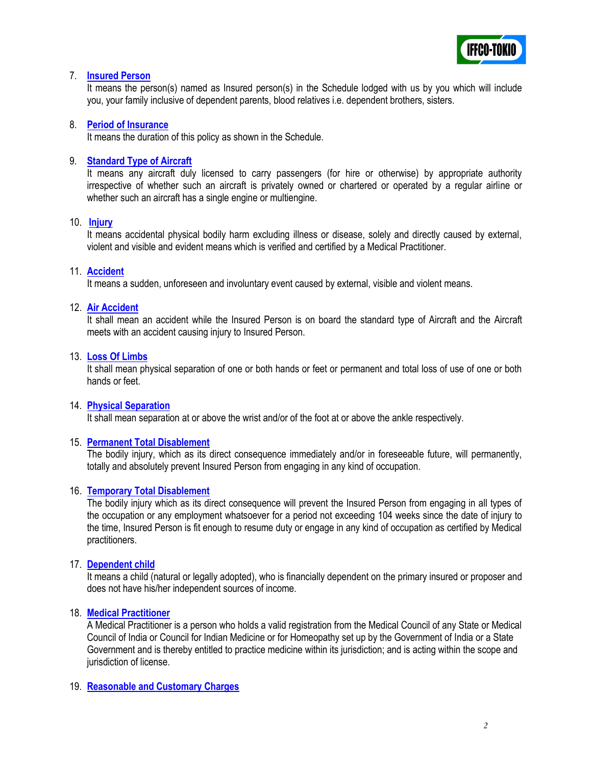7. **Insured Person**
   It means the person(s) named as Insured person(s) in the Schedule lodged with us by you which will include you, your family inclusive of dependent parents, blood relatives i.e. dependent brothers, sisters.

8. **Period of Insurance**
   It means the duration of this policy as shown in the Schedule.

9. **Standard Type of Aircraft**
   It means any aircraft duly licensed to carry passengers (for hire or otherwise) by appropriate authority irrespective of whether such an aircraft is privately owned or chartered or operated by a regular airline or whether such an aircraft has a single engine or multiengine.

10. **Injury**
    It means accidental physical bodily harm excluding illness or disease, solely and directly caused by external, violent and visible and evident means which is verified and certified by a Medical Practitioner.

11. **Accident**
    It means a sudden, unforeseen and involuntary event caused by external, visible and violent means.

12. **Air Accident**
    It shall mean an accident while the Insured Person is on board the standard type of Aircraft and the Aircraft meets with an accident causing injury to Insured Person.

13. **Loss Of Limbs**
    It shall mean physical separation of one or both hands or feet or permanent and total loss of use of one or both hands or feet.

14. **Physical Separation**
    It shall mean separation at or above the wrist and/or of the foot at or above the ankle respectively.

15. **Permanent Total Disablement**
    The bodily injury, which as its direct consequence immediately and/or in foreseeable future, will permanently, totally and absolutely prevent Insured Person from engaging in any kind of occupation.

16. **Temporary Total Disablement**
    The bodily injury which as its direct consequence will prevent the Insured Person from engaging in all types of the occupation or any employment whatsoever for a period not exceeding 104 weeks since the date of injury to the time, Insured Person is fit enough to resume duty or engage in any kind of occupation as certified by Medical practitioners.

17. **Dependent child**
    It means a child (natural or legally adopted), who is financially dependent on the primary insured or proposer and does not have his/her independent sources of income.

18. **Medical Practitioner**
    A Medical Practitioner is a person who holds a valid registration from the Medical Council of any State or Medical Council of India or Council for Indian Medicine or for Homeopathy set up by the Government of India or a State Government and is thereby entitled to practice medicine within its jurisdiction; and is acting within the scope and jurisdiction of license.

19. **Reasonable and Customary Charges**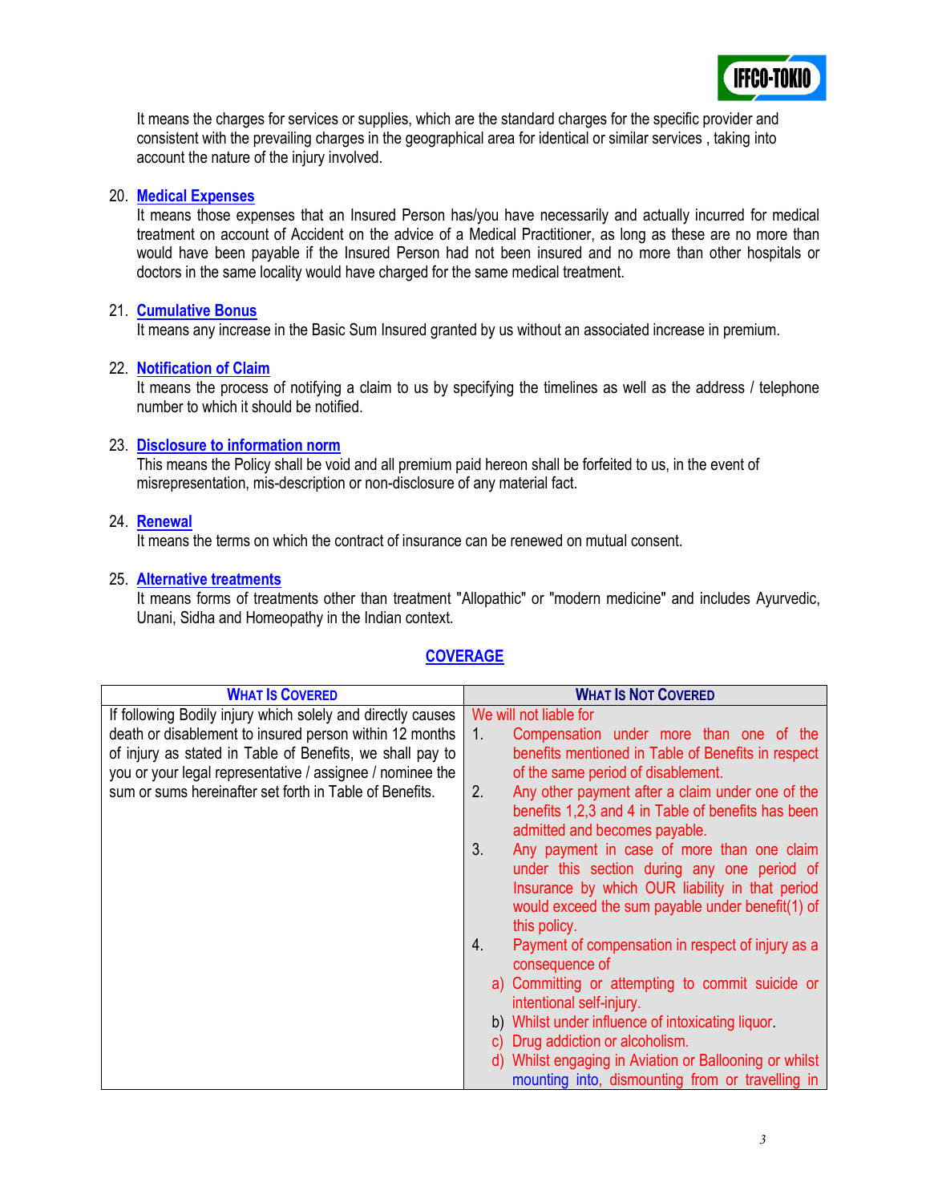It means the charges for services or supplies, which are the standard charges for the specific provider and consistent with the prevailing charges in the geographical area for identical or similar services , taking into account the nature of the injury involved.

20. **Medical Expenses**
It means those expenses that an Insured Person has/you have necessarily and actually incurred for medical treatment on account of Accident on the advice of a Medical Practitioner, as long as these are no more than would have been payable if the Insured Person had not been insured and no more than other hospitals or doctors in the same locality would have charged for the same medical treatment.

21. **Cumulative Bonus**
It means any increase in the Basic Sum Insured granted by us without an associated increase in premium.

22. **Notification of Claim**
It means the process of notifying a claim to us by specifying the timelines as well as the address / telephone number to which it should be notified.

23. **Disclosure to information norm**
This means the Policy shall be void and all premium paid hereon shall be forfeited to us, in the event of misrepresentation, mis-description or non-disclosure of any material fact.

24. **Renewal**
It means the terms on which the contract of insurance can be renewed on mutual consent.

25. **Alternative treatments**
It means forms of treatments other than treatment "Allopathic" or "modern medicine" and includes Ayurvedic, Unani, Sidha and Homeopathy in the Indian context.

## COVERAGE

| WHAT IS COVERED | WHAT IS NOT COVERED |
|---|---|
| If following Bodily injury which solely and directly causes death or disablement to insured person within 12 months of injury as stated in Table of Benefits, we shall pay to you or your legal representative / assignee / nominee the sum or sums hereinafter set forth in Table of Benefits. | We will not liable for<br>1. Compensation under more than one of the benefits mentioned in Table of Benefits in respect of the same period of disablement.<br>2. Any other payment after a claim under one of the benefits 1,2,3 and 4 in Table of benefits has been admitted and becomes payable.<br>3. Any payment in case of more than one claim under this section during any one period of Insurance by which OUR liability in that period would exceed the sum payable under benefit(1) of this policy.<br>4. Payment of compensation in respect of injury as a consequence of<br>a) Committing or attempting to commit suicide or intentional self-injury.<br>b) Whilst under influence of intoxicating liquor.<br>c) Drug addiction or alcoholism.<br>d) Whilst engaging in Aviation or Ballooning or whilst mounting into, dismounting from or travelling in |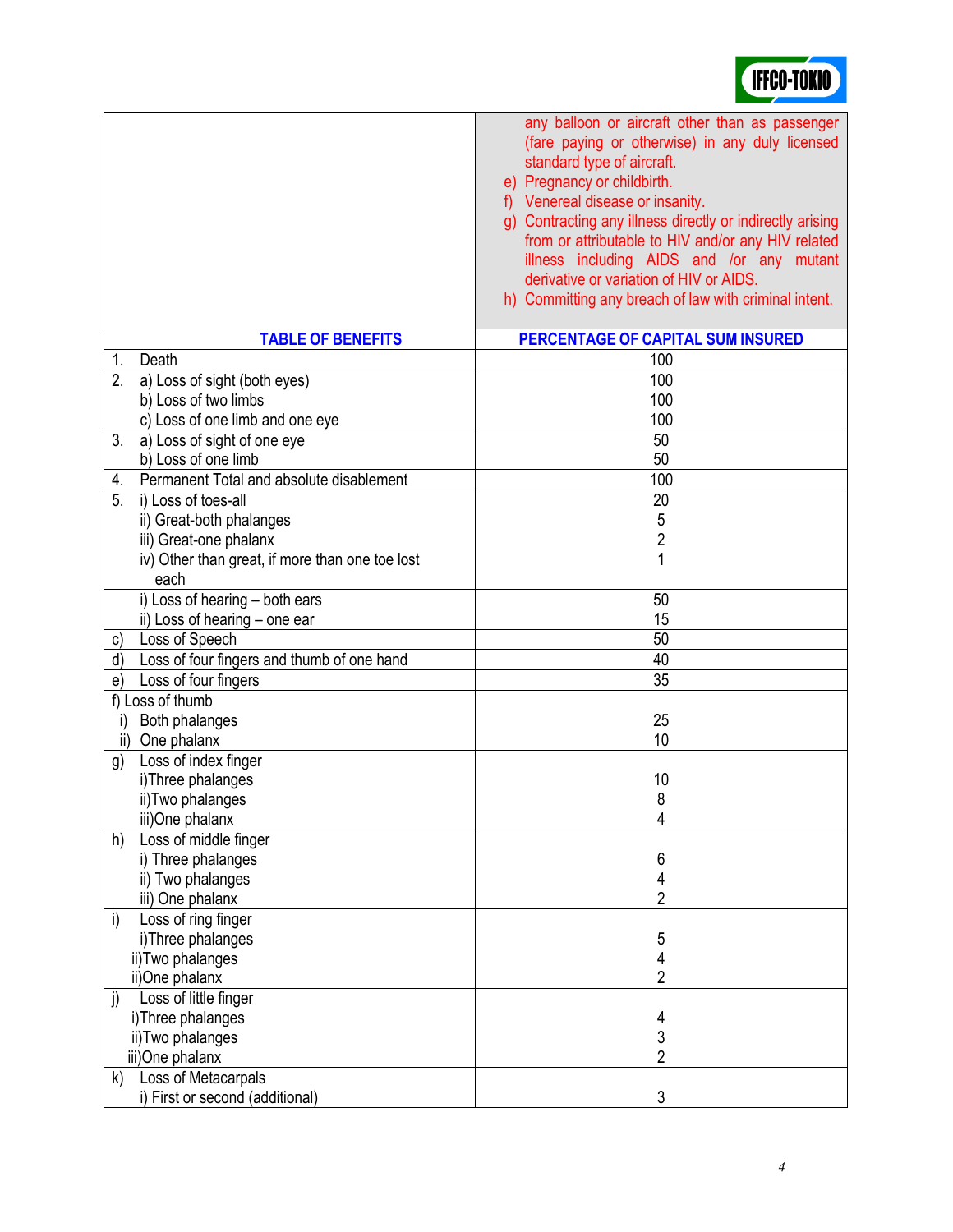| | |
|---|---|
| | any balloon or aircraft other than as passenger (fare paying or otherwise) in any duly licensed standard type of aircraft.<br>e) Pregnancy or childbirth.<br>f) Venereal disease or insanity.<br>g) Contracting any illness directly or indirectly arising from or attributable to HIV and/or any HIV related illness including AIDS and /or any mutant derivative or variation of HIV or AIDS.<br>h) Committing any breach of law with criminal intent. |

| TABLE OF BENEFITS | PERCENTAGE OF CAPITAL SUM INSURED |
|---|---|
| 1. Death | 100 |
| 2. a) Loss of sight (both eyes)<br>b) Loss of two limbs<br>c) Loss of one limb and one eye | 100<br>100<br>100 |
| 3. a) Loss of sight of one eye<br>b) Loss of one limb | 50<br>50 |
| 4. Permanent Total and absolute disablement | 100 |
| 5. i) Loss of toes-all<br>ii) Great-both phalanges<br>iii) Great-one phalanx<br>iv) Other than great, if more than one toe lost each | 20<br>5<br>2<br>1 |
| i) Loss of hearing – both ears<br>ii) Loss of hearing – one ear | 50<br>15 |
| c) Loss of Speech | 50 |
| d) Loss of four fingers and thumb of one hand | 40 |
| e) Loss of four fingers | 35 |
| f) Loss of thumb<br>i) Both phalanges<br>ii) One phalanx | <br>25<br>10 |
| g) Loss of index finger<br>i) Three phalanges<br>ii) Two phalanges<br>iii) One phalanx | <br>10<br>8<br>4 |
| h) Loss of middle finger<br>i) Three phalanges<br>ii) Two phalanges<br>iii) One phalanx | <br>6<br>4<br>2 |
| i) Loss of ring finger<br>i) Three phalanges<br>ii) Two phalanges<br>ii) One phalanx | <br>5<br>4<br>2 |
| j) Loss of little finger<br>i) Three phalanges<br>ii) Two phalanges<br>iii) One phalanx | <br>4<br>3<br>2 |
| k) Loss of Metacarpals<br>i) First or second (additional) | <br>3 |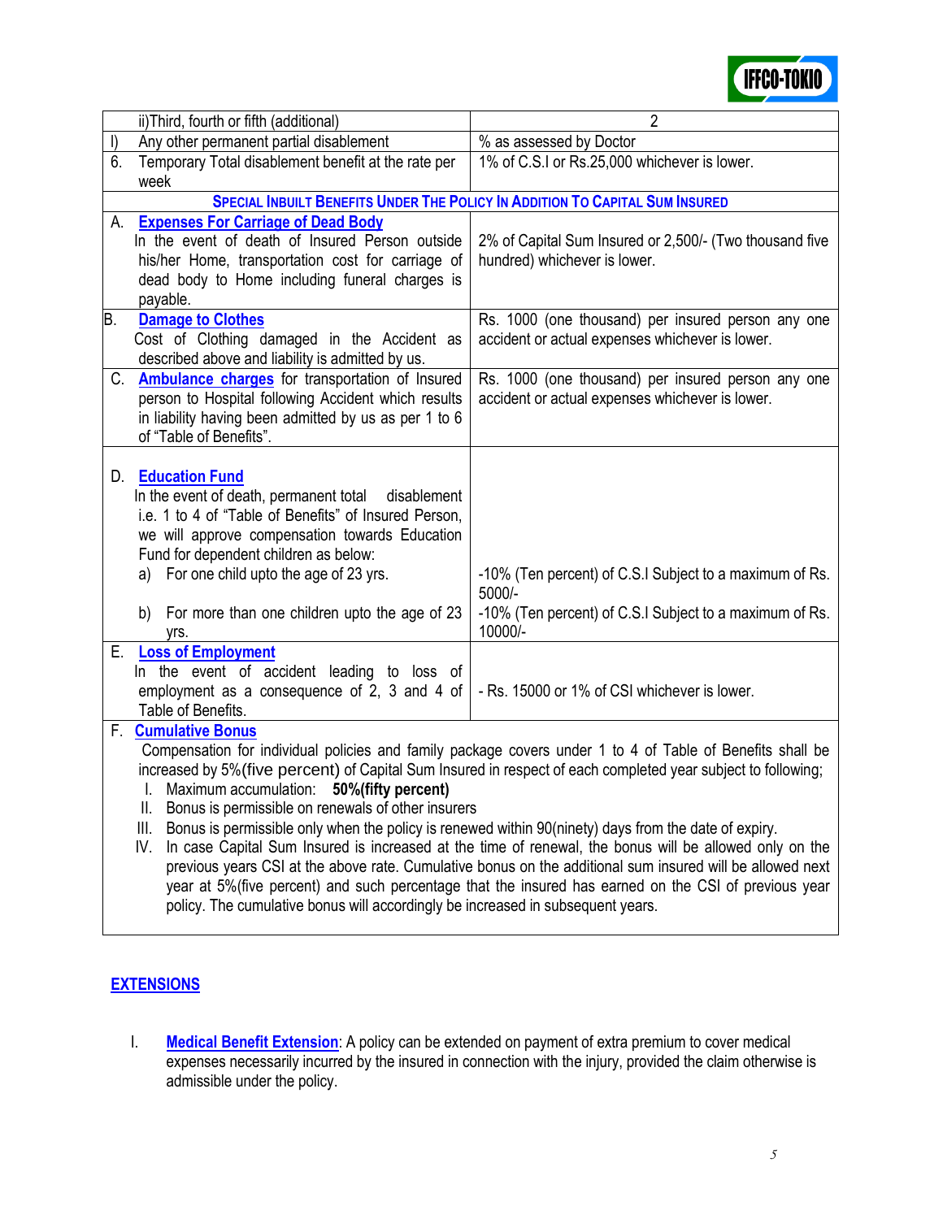| | ii)Third, fourth or fifth (additional) | 2 |
|---|---|---|
| l) | Any other permanent partial disablement | % as assessed by Doctor |
| 6. | Temporary Total disablement benefit at the rate per week | 1% of C.S.I or Rs.25,000 whichever is lower. |
| | **SPECIAL INBUILT BENEFITS UNDER THE POLICY IN ADDITION TO CAPITAL SUM INSURED** | |
| A. | **Expenses For Carriage of Dead Body** In the event of death of Insured Person outside his/her Home, transportation cost for carriage of dead body to Home including funeral charges is payable. | 2% of Capital Sum Insured or 2,500/- (Two thousand five hundred) whichever is lower. |
| B. | **Damage to Clothes** Cost of Clothing damaged in the Accident as described above and liability is admitted by us. | Rs. 1000 (one thousand) per insured person any one accident or actual expenses whichever is lower. |
| C. | **Ambulance charges** for transportation of Insured person to Hospital following Accident which results in liability having been admitted by us as per 1 to 6 of "Table of Benefits". | Rs. 1000 (one thousand) per insured person any one accident or actual expenses whichever is lower. |
| D. | **Education Fund** In the event of death, permanent total disablement i.e. 1 to 4 of "Table of Benefits" of Insured Person, we will approve compensation towards Education Fund for dependent children as below: | |
| | a) For one child upto the age of 23 yrs. | -10% (Ten percent) of C.S.I Subject to a maximum of Rs. 5000/- |
| | b) For more than one children upto the age of 23 yrs. | -10% (Ten percent) of C.S.I Subject to a maximum of Rs. 10000/- |
| E. | **Loss of Employment** In the event of accident leading to loss of employment as a consequence of 2, 3 and 4 of Table of Benefits. | - Rs. 15000 or 1% of CSI whichever is lower. |
| F. | **Cumulative Bonus** Compensation for individual policies and family package covers under 1 to 4 of Table of Benefits shall be increased by 5%(five percent) of Capital Sum Insured in respect of each completed year subject to following; I. Maximum accumulation: **50%(fifty percent)** II. Bonus is permissible on renewals of other insurers III. Bonus is permissible only when the policy is renewed within 90(ninety) days from the date of expiry. IV. In case Capital Sum Insured is increased at the time of renewal, the bonus will be allowed only on the previous years CSI at the above rate. Cumulative bonus on the additional sum insured will be allowed next year at 5%(five percent) and such percentage that the insured has earned on the CSI of previous year policy. The cumulative bonus will accordingly be increased in subsequent years. | |

## EXTENSIONS

I. **Medical Benefit Extension**: A policy can be extended on payment of extra premium to cover medical expenses necessarily incurred by the insured in connection with the injury, provided the claim otherwise is admissible under the policy.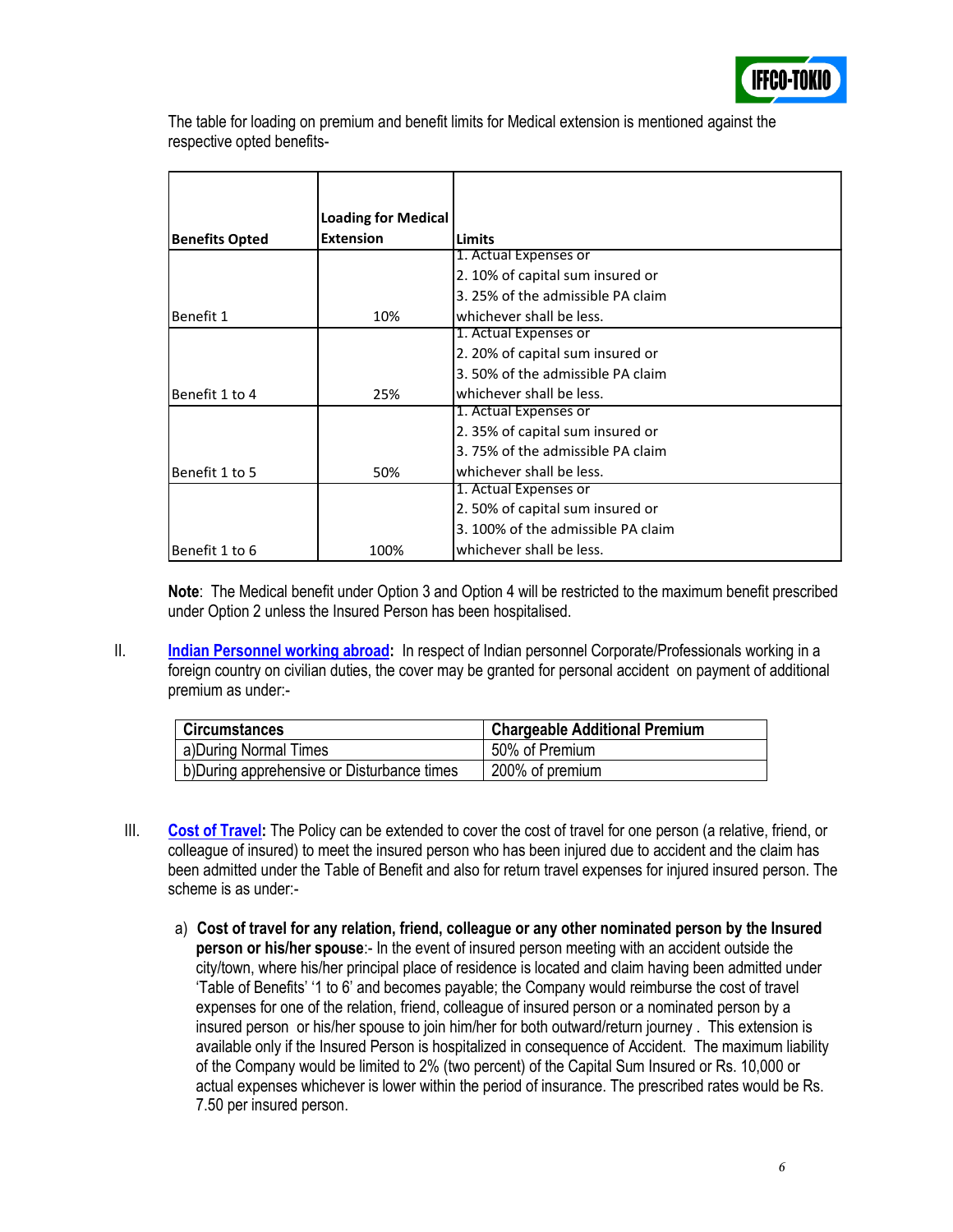The table for loading on premium and benefit limits for Medical extension is mentioned against the respective opted benefits-

| Benefits Opted | Loading for Medical Extension | Limits |
|---|---|---|
| Benefit 1 | 10% | 1. Actual Expenses or<br>2. 10% of capital sum insured or<br>3. 25% of the admissible PA claim<br>whichever shall be less. |
| Benefit 1 to 4 | 25% | 1. Actual Expenses or<br>2. 20% of capital sum insured or<br>3. 50% of the admissible PA claim<br>whichever shall be less. |
| Benefit 1 to 5 | 50% | 1. Actual Expenses or<br>2. 35% of capital sum insured or<br>3. 75% of the admissible PA claim<br>whichever shall be less. |
| Benefit 1 to 6 | 100% | 1. Actual Expenses or<br>2. 50% of capital sum insured or<br>3. 100% of the admissible PA claim<br>whichever shall be less. |

**Note**: The Medical benefit under Option 3 and Option 4 will be restricted to the maximum benefit prescribed under Option 2 unless the Insured Person has been hospitalised.

II. **Indian Personnel working abroad:** In respect of Indian personnel Corporate/Professionals working in a foreign country on civilian duties, the cover may be granted for personal accident on payment of additional premium as under:-

| Circumstances | Chargeable Additional Premium |
|---|---|
| a)During Normal Times | 50% of Premium |
| b)During apprehensive or Disturbance times | 200% of premium |

III. **Cost of Travel:** The Policy can be extended to cover the cost of travel for one person (a relative, friend, or colleague of insured) to meet the insured person who has been injured due to accident and the claim has been admitted under the Table of Benefit and also for return travel expenses for injured insured person. The scheme is as under:-

a) **Cost of travel for any relation, friend, colleague or any other nominated person by the Insured person or his/her spouse**:- In the event of insured person meeting with an accident outside the city/town, where his/her principal place of residence is located and claim having been admitted under 'Table of Benefits' '1 to 6' and becomes payable; the Company would reimburse the cost of travel expenses for one of the relation, friend, colleague of insured person or a nominated person by a insured person or his/her spouse to join him/her for both outward/return journey . This extension is available only if the Insured Person is hospitalized in consequence of Accident. The maximum liability of the Company would be limited to 2% (two percent) of the Capital Sum Insured or Rs. 10,000 or actual expenses whichever is lower within the period of insurance. The prescribed rates would be Rs. 7.50 per insured person.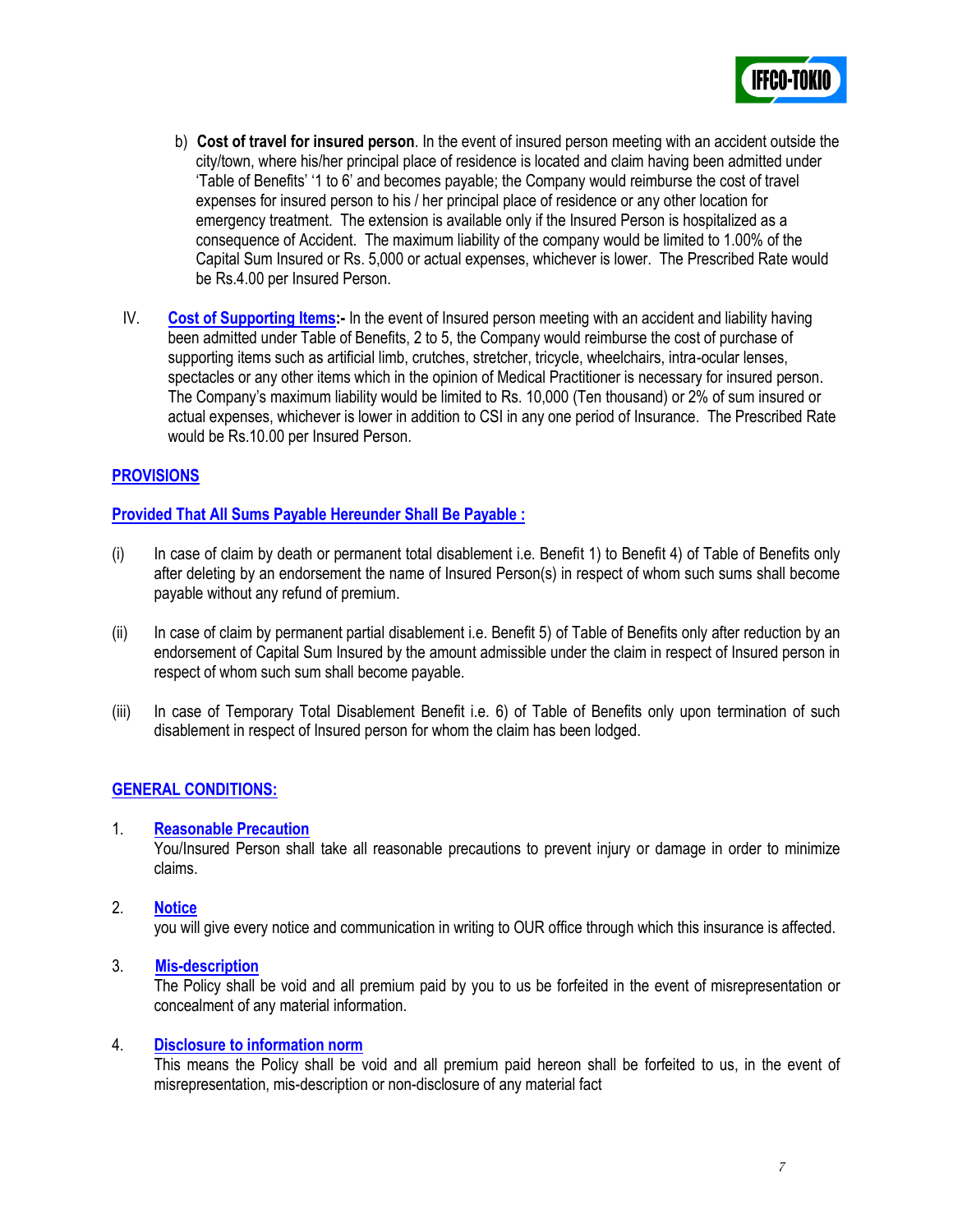b) **Cost of travel for insured person**. In the event of insured person meeting with an accident outside the city/town, where his/her principal place of residence is located and claim having been admitted under 'Table of Benefits' '1 to 6' and becomes payable; the Company would reimburse the cost of travel expenses for insured person to his / her principal place of residence or any other location for emergency treatment. The extension is available only if the Insured Person is hospitalized as a consequence of Accident. The maximum liability of the company would be limited to 1.00% of the Capital Sum Insured or Rs. 5,000 or actual expenses, whichever is lower. The Prescribed Rate would be Rs.4.00 per Insured Person.

IV. **Cost of Supporting Items:-** In the event of Insured person meeting with an accident and liability having been admitted under Table of Benefits, 2 to 5, the Company would reimburse the cost of purchase of supporting items such as artificial limb, crutches, stretcher, tricycle, wheelchairs, intra-ocular lenses, spectacles or any other items which in the opinion of Medical Practitioner is necessary for insured person. The Company's maximum liability would be limited to Rs. 10,000 (Ten thousand) or 2% of sum insured or actual expenses, whichever is lower in addition to CSI in any one period of Insurance. The Prescribed Rate would be Rs.10.00 per Insured Person.

## PROVISIONS

### Provided That All Sums Payable Hereunder Shall Be Payable :

(i) In case of claim by death or permanent total disablement i.e. Benefit 1) to Benefit 4) of Table of Benefits only after deleting by an endorsement the name of Insured Person(s) in respect of whom such sums shall become payable without any refund of premium.

(ii) In case of claim by permanent partial disablement i.e. Benefit 5) of Table of Benefits only after reduction by an endorsement of Capital Sum Insured by the amount admissible under the claim in respect of Insured person in respect of whom such sum shall become payable.

(iii) In case of Temporary Total Disablement Benefit i.e. 6) of Table of Benefits only upon termination of such disablement in respect of Insured person for whom the claim has been lodged.

## GENERAL CONDITIONS:

1. **Reasonable Precaution**
   You/Insured Person shall take all reasonable precautions to prevent injury or damage in order to minimize claims.

2. **Notice**
   you will give every notice and communication in writing to OUR office through which this insurance is affected.

3. **Mis-description**
   The Policy shall be void and all premium paid by you to us be forfeited in the event of misrepresentation or concealment of any material information.

4. **Disclosure to information norm**
   This means the Policy shall be void and all premium paid hereon shall be forfeited to us, in the event of misrepresentation, mis-description or non-disclosure of any material fact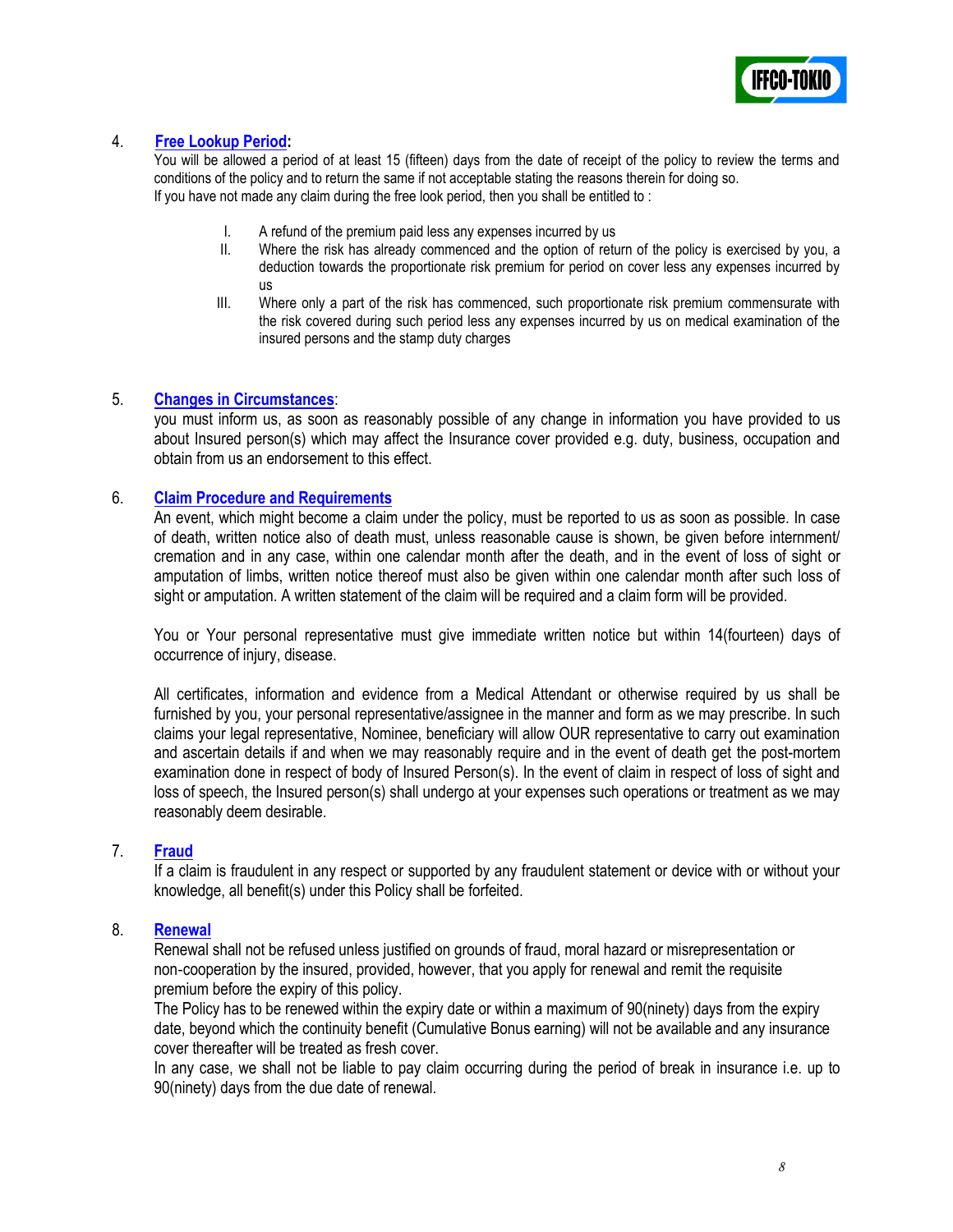4. **Free Lookup Period:**
   You will be allowed a period of at least 15 (fifteen) days from the date of receipt of the policy to review the terms and conditions of the policy and to return the same if not acceptable stating the reasons therein for doing so.
   If you have not made any claim during the free look period, then you shall be entitled to :

   I. A refund of the premium paid less any expenses incurred by us
   II. Where the risk has already commenced and the option of return of the policy is exercised by you, a deduction towards the proportionate risk premium for period on cover less any expenses incurred by us
   III. Where only a part of the risk has commenced, such proportionate risk premium commensurate with the risk covered during such period less any expenses incurred by us on medical examination of the insured persons and the stamp duty charges

5. **Changes in Circumstances**:
   you must inform us, as soon as reasonably possible of any change in information you have provided to us about Insured person(s) which may affect the Insurance cover provided e.g. duty, business, occupation and obtain from us an endorsement to this effect.

6. **Claim Procedure and Requirements**
   An event, which might become a claim under the policy, must be reported to us as soon as possible. In case of death, written notice also of death must, unless reasonable cause is shown, be given before internment/ cremation and in any case, within one calendar month after the death, and in the event of loss of sight or amputation of limbs, written notice thereof must also be given within one calendar month after such loss of sight or amputation. A written statement of the claim will be required and a claim form will be provided.

   You or Your personal representative must give immediate written notice but within 14(fourteen) days of occurrence of injury, disease.

   All certificates, information and evidence from a Medical Attendant or otherwise required by us shall be furnished by you, your personal representative/assignee in the manner and form as we may prescribe. In such claims your legal representative, Nominee, beneficiary will allow OUR representative to carry out examination and ascertain details if and when we may reasonably require and in the event of death get the post-mortem examination done in respect of body of Insured Person(s). In the event of claim in respect of loss of sight and loss of speech, the Insured person(s) shall undergo at your expenses such operations or treatment as we may reasonably deem desirable.

7. **Fraud**
   If a claim is fraudulent in any respect or supported by any fraudulent statement or device with or without your knowledge, all benefit(s) under this Policy shall be forfeited.

8. **Renewal**
   Renewal shall not be refused unless justified on grounds of fraud, moral hazard or misrepresentation or non-cooperation by the insured, provided, however, that you apply for renewal and remit the requisite premium before the expiry of this policy.
   The Policy has to be renewed within the expiry date or within a maximum of 90(ninety) days from the expiry date, beyond which the continuity benefit (Cumulative Bonus earning) will not be available and any insurance cover thereafter will be treated as fresh cover.
   In any case, we shall not be liable to pay claim occurring during the period of break in insurance i.e. up to 90(ninety) days from the due date of renewal.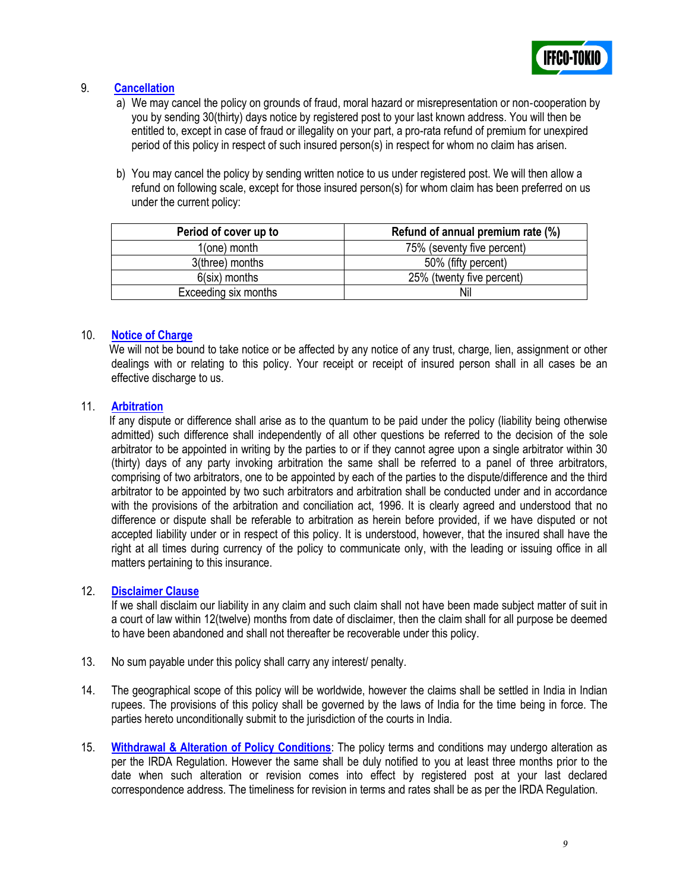9. **Cancellation**

a) We may cancel the policy on grounds of fraud, moral hazard or misrepresentation or non-cooperation by you by sending 30(thirty) days notice by registered post to your last known address. You will then be entitled to, except in case of fraud or illegality on your part, a pro-rata refund of premium for unexpired period of this policy in respect of such insured person(s) in respect for whom no claim has arisen.

b) You may cancel the policy by sending written notice to us under registered post. We will then allow a refund on following scale, except for those insured person(s) for whom claim has been preferred on us under the current policy:

| Period of cover up to | Refund of annual premium rate (%) |
| --- | --- |
| 1(one) month | 75% (seventy five percent) |
| 3(three) months | 50% (fifty percent) |
| 6(six) months | 25% (twenty five percent) |
| Exceeding six months | Nil |

10. **Notice of Charge**

We will not be bound to take notice or be affected by any notice of any trust, charge, lien, assignment or other dealings with or relating to this policy. Your receipt or receipt of insured person shall in all cases be an effective discharge to us.

11. **Arbitration**

If any dispute or difference shall arise as to the quantum to be paid under the policy (liability being otherwise admitted) such difference shall independently of all other questions be referred to the decision of the sole arbitrator to be appointed in writing by the parties to or if they cannot agree upon a single arbitrator within 30 (thirty) days of any party invoking arbitration the same shall be referred to a panel of three arbitrators, comprising of two arbitrators, one to be appointed by each of the parties to the dispute/difference and the third arbitrator to be appointed by two such arbitrators and arbitration shall be conducted under and in accordance with the provisions of the arbitration and conciliation act, 1996. It is clearly agreed and understood that no difference or dispute shall be referable to arbitration as herein before provided, if we have disputed or not accepted liability under or in respect of this policy. It is understood, however, that the insured shall have the right at all times during currency of the policy to communicate only, with the leading or issuing office in all matters pertaining to this insurance.

12. **Disclaimer Clause**

If we shall disclaim our liability in any claim and such claim shall not have been made subject matter of suit in a court of law within 12(twelve) months from date of disclaimer, then the claim shall for all purpose be deemed to have been abandoned and shall not thereafter be recoverable under this policy.

13. No sum payable under this policy shall carry any interest/ penalty.

14. The geographical scope of this policy will be worldwide, however the claims shall be settled in India in Indian rupees. The provisions of this policy shall be governed by the laws of India for the time being in force. The parties hereto unconditionally submit to the jurisdiction of the courts in India.

15. **Withdrawal & Alteration of Policy Conditions**: The policy terms and conditions may undergo alteration as per the IRDA Regulation. However the same shall be duly notified to you at least three months prior to the date when such alteration or revision comes into effect by registered post at your last declared correspondence address. The timeliness for revision in terms and rates shall be as per the IRDA Regulation.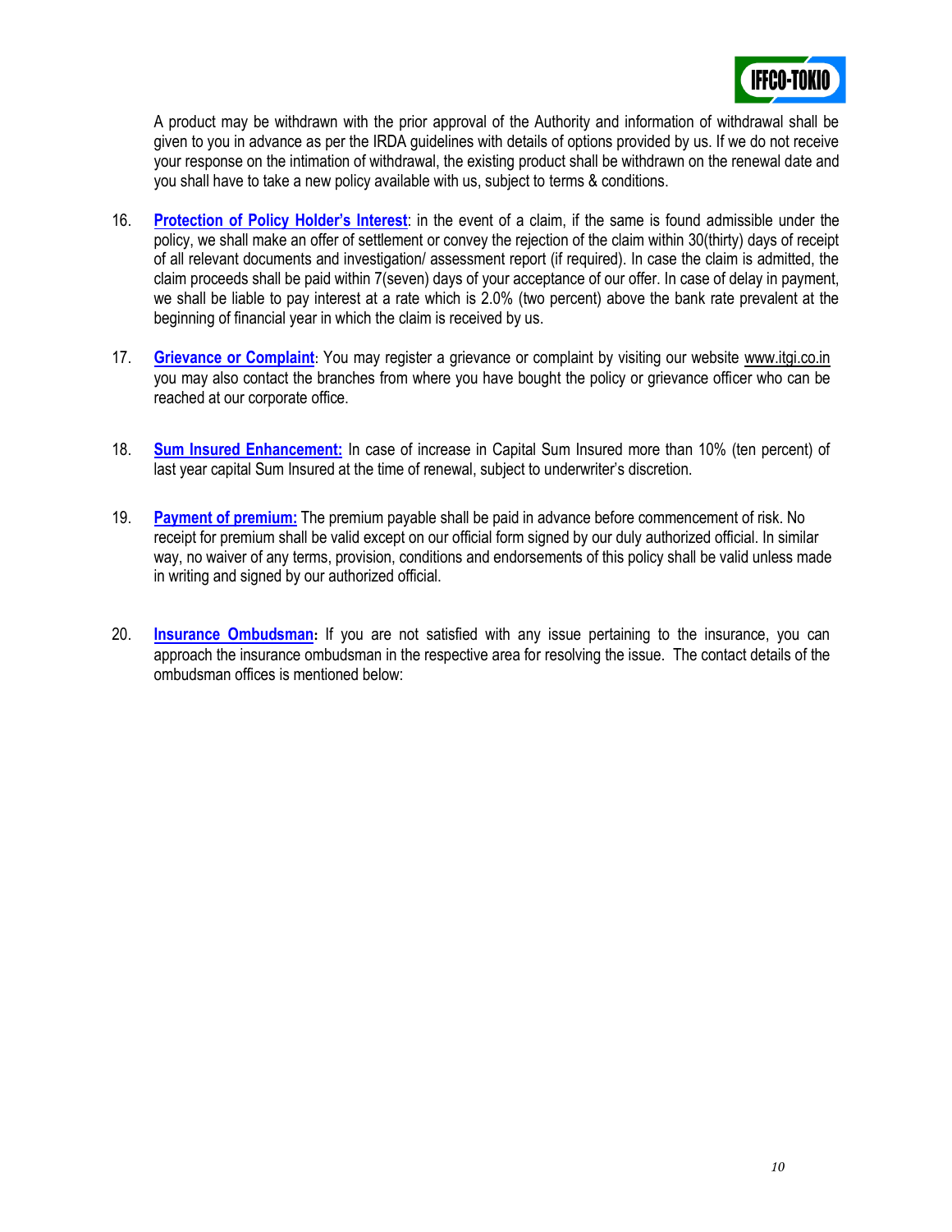A product may be withdrawn with the prior approval of the Authority and information of withdrawal shall be given to you in advance as per the IRDA guidelines with details of options provided by us. If we do not receive your response on the intimation of withdrawal, the existing product shall be withdrawn on the renewal date and you shall have to take a new policy available with us, subject to terms & conditions.

16. **Protection of Policy Holder's Interest**: in the event of a claim, if the same is found admissible under the policy, we shall make an offer of settlement or convey the rejection of the claim within 30(thirty) days of receipt of all relevant documents and investigation/ assessment report (if required). In case the claim is admitted, the claim proceeds shall be paid within 7(seven) days of your acceptance of our offer. In case of delay in payment, we shall be liable to pay interest at a rate which is 2.0% (two percent) above the bank rate prevalent at the beginning of financial year in which the claim is received by us.

17. **Grievance or Complaint**: You may register a grievance or complaint by visiting our website www.itgi.co.in you may also contact the branches from where you have bought the policy or grievance officer who can be reached at our corporate office.

18. **Sum Insured Enhancement:** In case of increase in Capital Sum Insured more than 10% (ten percent) of last year capital Sum Insured at the time of renewal, subject to underwriter's discretion.

19. **Payment of premium:** The premium payable shall be paid in advance before commencement of risk. No receipt for premium shall be valid except on our official form signed by our duly authorized official. In similar way, no waiver of any terms, provision, conditions and endorsements of this policy shall be valid unless made in writing and signed by our authorized official.

20. **Insurance Ombudsman:** If you are not satisfied with any issue pertaining to the insurance, you can approach the insurance ombudsman in the respective area for resolving the issue. The contact details of the ombudsman offices is mentioned below: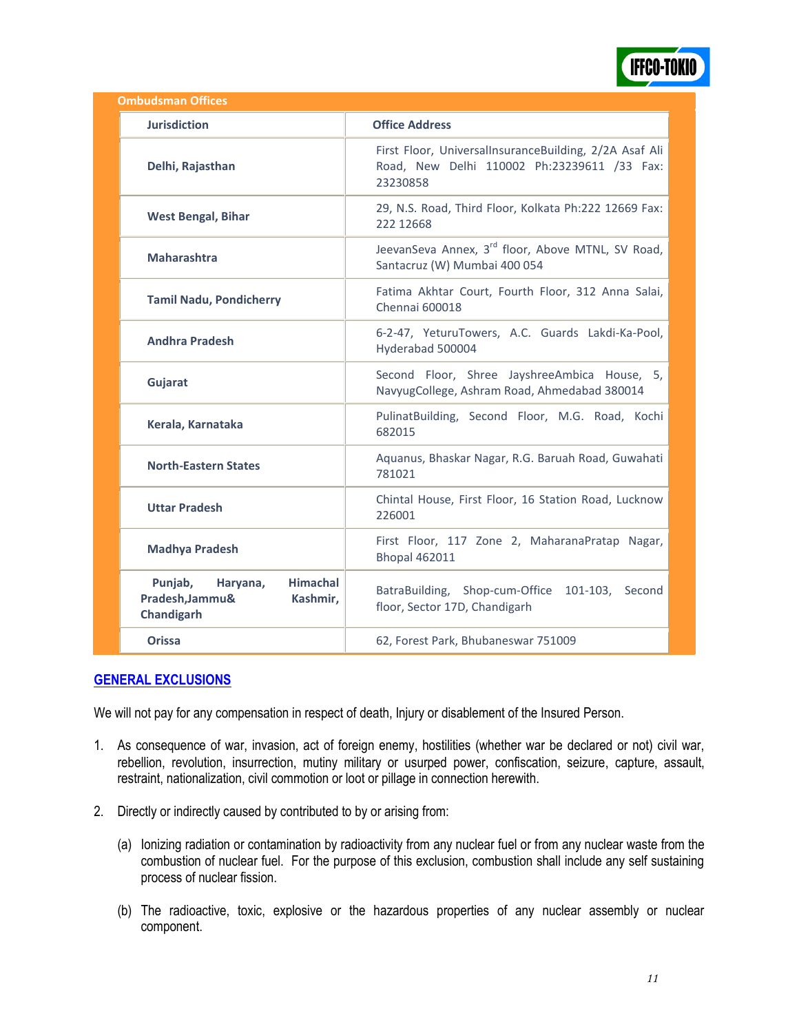**Ombudsman Offices**

| Jurisdiction | Office Address |
|---|---|
| Delhi, Rajasthan | First Floor, UniversalInsuranceBuilding, 2/2A Asaf Ali Road, New Delhi 110002 Ph:23239611 /33 Fax: 23230858 |
| West Bengal, Bihar | 29, N.S. Road, Third Floor, Kolkata Ph:222 12669 Fax: 222 12668 |
| Maharashtra | JeevanSeva Annex, 3rd floor, Above MTNL, SV Road, Santacruz (W) Mumbai 400 054 |
| Tamil Nadu, Pondicherry | Fatima Akhtar Court, Fourth Floor, 312 Anna Salai, Chennai 600018 |
| Andhra Pradesh | 6-2-47, YeturuTowers, A.C. Guards Lakdi-Ka-Pool, Hyderabad 500004 |
| Gujarat | Second Floor, Shree JayshreeAmbica House, 5, NavyugCollege, Ashram Road, Ahmedabad 380014 |
| Kerala, Karnataka | PulinatBuilding, Second Floor, M.G. Road, Kochi 682015 |
| North-Eastern States | Aquanus, Bhaskar Nagar, R.G. Baruah Road, Guwahati 781021 |
| Uttar Pradesh | Chintal House, First Floor, 16 Station Road, Lucknow 226001 |
| Madhya Pradesh | First Floor, 117 Zone 2, MaharanaPratap Nagar, Bhopal 462011 |
| Punjab, Haryana, Himachal Pradesh,Jammu& Kashmir, Chandigarh | BatraBuilding, Shop-cum-Office 101-103, Second floor, Sector 17D, Chandigarh |
| Orissa | 62, Forest Park, Bhubaneswar 751009 |

## GENERAL EXCLUSIONS

We will not pay for any compensation in respect of death, Injury or disablement of the Insured Person.

1. As consequence of war, invasion, act of foreign enemy, hostilities (whether war be declared or not) civil war, rebellion, revolution, insurrection, mutiny military or usurped power, confiscation, seizure, capture, assault, restraint, nationalization, civil commotion or loot or pillage in connection herewith.

2. Directly or indirectly caused by contributed to by or arising from:

   (a) Ionizing radiation or contamination by radioactivity from any nuclear fuel or from any nuclear waste from the combustion of nuclear fuel. For the purpose of this exclusion, combustion shall include any self sustaining process of nuclear fission.

   (b) The radioactive, toxic, explosive or the hazardous properties of any nuclear assembly or nuclear component.